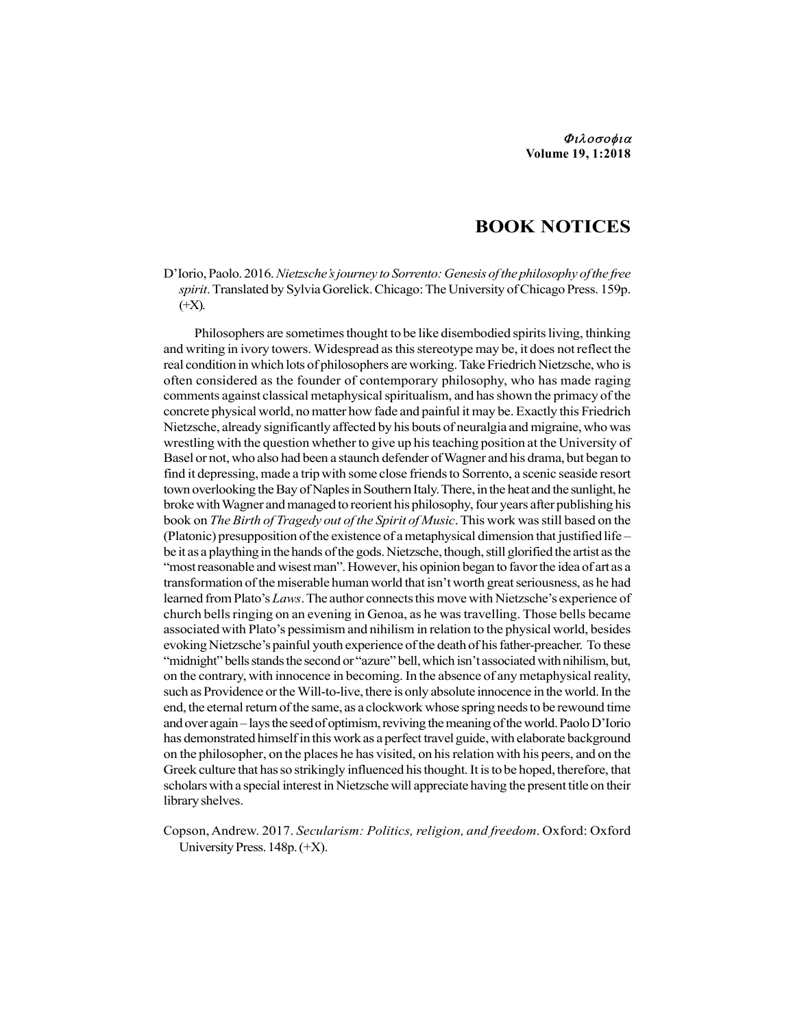# BOOK NOTICES

D'Iorio, Paolo. 2016. *Nietzsche's journey to Sorrento: Genesis of the philosophy of the free spirit*. Translated by Sylvia Gorelick. Chicago: The University of Chicago Press. 159p. (+X).

Philosophers are sometimes thought to be like disembodied spirits living, thinking and writing in ivory towers. Widespread as this stereotype may be, it does not reflect the real condition in which lots of philosophers are working. Take Friedrich Nietzsche, who is often considered as the founder of contemporary philosophy, who has made raging comments against classical metaphysical spiritualism, and has shown the primacy of the concrete physical world, no matter how fade and painful it may be. Exactly this Friedrich Nietzsche, already significantly affected by his bouts of neuralgia and migraine, who was wrestling with the question whether to give up his teaching position at the University of Basel or not, who also had been a staunch defender of Wagner and his drama, but began to find it depressing, made a trip with some close friends to Sorrento, a scenic seaside resort town overlooking the Bay of Naples in Southern Italy. There, in the heat and the sunlight, he broke with Wagner and managed to reorient his philosophy, four years after publishing his book on *The Birth of Tragedy out of the Spirit of Music*. This work was still based on the (Platonic) presupposition of the existence of a metaphysical dimension that justified life – be it as a plaything in the hands of the gods. Nietzsche, though, still glorified the artist as the "most reasonable and wisest man". However, his opinion began to favor the idea of art as a transformation of the miserable human world that isn't worth great seriousness, as he had learned from Plato's *Laws*. The author connects this move with Nietzsche's experience of church bells ringing on an evening in Genoa, as he was travelling. Those bells became associated with Plato's pessimism and nihilism in relation to the physical world, besides evoking Nietzsche's painful youth experience of the death of his father-preacher. To these "midnight" bells stands the second or "azure" bell, which isn't associated with nihilism, but, on the contrary, with innocence in becoming. In the absence of any metaphysical reality, such as Providence or the Will-to-live, there is only absolute innocence in the world. In the end, the eternal return of the same, as a clockwork whose spring needs to be rewound time and over again – lays the seed of optimism, reviving the meaning of the world. Paolo D'Iorio has demonstrated himself in this work as a perfect travel guide, with elaborate background on the philosopher, on the places he has visited, on his relation with his peers, and on the Greek culture that has so strikingly influenced his thought. It is to be hoped, therefore, that scholars with a special interest in Nietzsche will appreciate having the present title on their library shelves.

Copson, Andrew. 2017. *Secularism: Politics, religion, and freedom*. Oxford: Oxford University Press. 148p. (+X).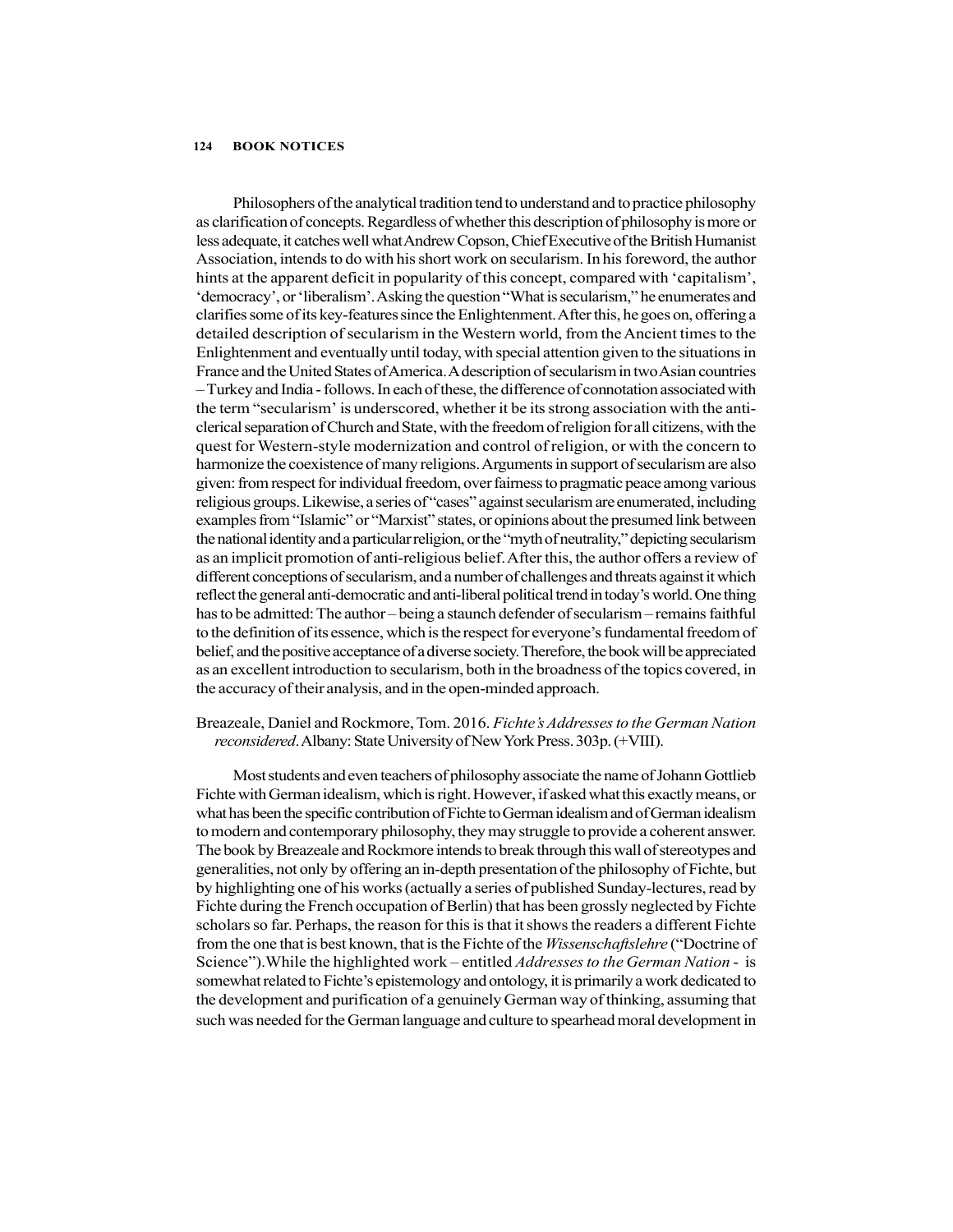Philosophers of the analytical tradition tend to understand and to practice philosophy as clarification of concepts. Regardless of whether this description of philosophy is more or less adequate, it catches well what Andrew Copson, Chief Executive of the British Humanist Association, intends to do with his short work on secularism. In his foreword, the author hints at the apparent deficit in popularity of this concept, compared with 'capitalism', 'democracy', or 'liberalism'. Asking the question "What is secularism," he enumerates and clarifies some of its key-features since the Enlightenment. After this, he goes on, offering a detailed description of secularism in the Western world, from the Ancient times to the Enlightenment and eventually until today, with special attention given to the situations in France and the United States of America. A description of secularism in two Asian countries – Turkey and India - follows. In each of these, the difference of connotation associated with the term "secularism' is underscored, whether it be its strong association with the anti-clerical separation of Church and State, with the freedom of religion for all citizens, with the quest for Western-style modernization and control of religion, or with the concern to harmonize the coexistence of many religions. Arguments in support of secularism are also given: from respect for individual freedom, over fairness to pragmatic peace among various religious groups. Likewise, a series of "cases" against secularism are enumerated, including examples from "Islamic" or "Marxist" states, or opinions about the presumed link between the national identity and a particular religion, or the "myth of neutrality," depicting secularism as an implicit promotion of anti-religious belief. After this, the author offers a review of different conceptions of secularism, and a number of challenges and threats against it which reflect the general anti-democratic and anti-liberal political trend in today's world. One thing has to be admitted: The author – being a staunch defender of secularism – remains faithful to the definition of its essence, which is the respect for everyone's fundamental freedom of belief, and the positive acceptance of a diverse society. Therefore, the book will be appreciated as an excellent introduction to secularism, both in the broadness of the topics covered, in the accuracy of their analysis, and in the open-minded approach.

Breazeale, Daniel and Rockmore, Tom. 2016. *Fichte's Addresses to the German Nation reconsidered*. Albany: State University of New York Press. 303p. (+VIII).

Most students and even teachers of philosophy associate the name of Johann Gottlieb Fichte with German idealism, which is right. However, if asked what this exactly means, or what has been the specific contribution of Fichte to German idealism and of German idealism to modern and contemporary philosophy, they may struggle to provide a coherent answer. The book by Breazeale and Rockmore intends to break through this wall of stereotypes and generalities, not only by offering an in-depth presentation of the philosophy of Fichte, but by highlighting one of his works (actually a series of published Sunday-lectures, read by Fichte during the French occupation of Berlin) that has been grossly neglected by Fichte scholars so far. Perhaps, the reason for this is that it shows the readers a different Fichte from the one that is best known, that is the Fichte of the *Wissenschaftslehre* ("Doctrine of Science"). While the highlighted work – entitled *Addresses to the German Nation* - is somewhat related to Fichte's epistemology and ontology, it is primarily a work dedicated to the development and purification of a genuinely German way of thinking, assuming that such was needed for the German language and culture to spearhead moral development in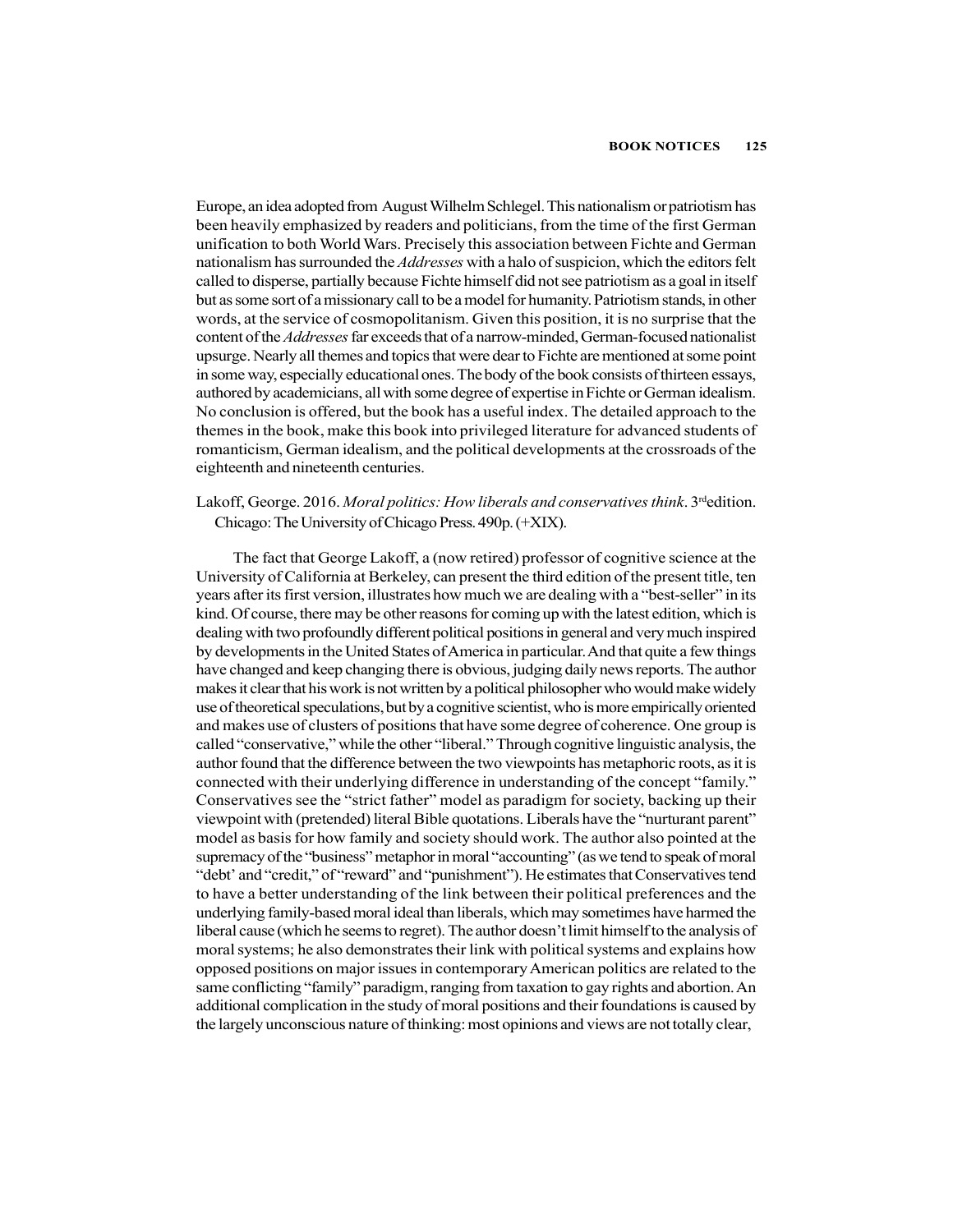Europe, an idea adopted from August Wilhelm Schlegel. This nationalism or patriotism has been heavily emphasized by readers and politicians, from the time of the first German unification to both World Wars. Precisely this association between Fichte and German nationalism has surrounded the *Addresses* with a halo of suspicion, which the editors felt called to disperse, partially because Fichte himself did not see patriotism as a goal in itself but as some sort of a missionary call to be a model for humanity. Patriotism stands, in other words, at the service of cosmopolitanism. Given this position, it is no surprise that the content of the *Addresses* far exceeds that of a narrow-minded, German-focused nationalist upsurge. Nearly all themes and topics that were dear to Fichte are mentioned at some point in some way, especially educational ones. The body of the book consists of thirteen essays, authored by academicians, all with some degree of expertise in Fichte or German idealism. No conclusion is offered, but the book has a useful index. The detailed approach to the themes in the book, make this book into privileged literature for advanced students of romanticism, German idealism, and the political developments at the crossroads of the eighteenth and nineteenth centuries.

Lakoff, George. 2016. *Moral politics: How liberals and conservatives think*. 3rd edition. Chicago: The University of Chicago Press. 490p. (+XIX).

The fact that George Lakoff, a (now retired) professor of cognitive science at the University of California at Berkeley, can present the third edition of the present title, ten years after its first version, illustrates how much we are dealing with a "best-seller" in its kind. Of course, there may be other reasons for coming up with the latest edition, which is dealing with two profoundly different political positions in general and very much inspired by developments in the United States of America in particular. And that quite a few things have changed and keep changing there is obvious, judging daily news reports. The author makes it clear that his work is not written by a political philosopher who would make widely use of theoretical speculations, but by a cognitive scientist, who is more empirically oriented and makes use of clusters of positions that have some degree of coherence. One group is called "conservative," while the other "liberal." Through cognitive linguistic analysis, the author found that the difference between the two viewpoints has metaphoric roots, as it is connected with their underlying difference in understanding of the concept "family." Conservatives see the "strict father" model as paradigm for society, backing up their viewpoint with (pretended) literal Bible quotations. Liberals have the "nurturant parent" model as basis for how family and society should work. The author also pointed at the supremacy of the "business" metaphor in moral "accounting" (as we tend to speak of moral "debt' and "credit," of "reward" and "punishment"). He estimates that Conservatives tend to have a better understanding of the link between their political preferences and the underlying family-based moral ideal than liberals, which may sometimes have harmed the liberal cause (which he seems to regret). The author doesn't limit himself to the analysis of moral systems; he also demonstrates their link with political systems and explains how opposed positions on major issues in contemporary American politics are related to the same conflicting "family" paradigm, ranging from taxation to gay rights and abortion. An additional complication in the study of moral positions and their foundations is caused by the largely unconscious nature of thinking: most opinions and views are not totally clear,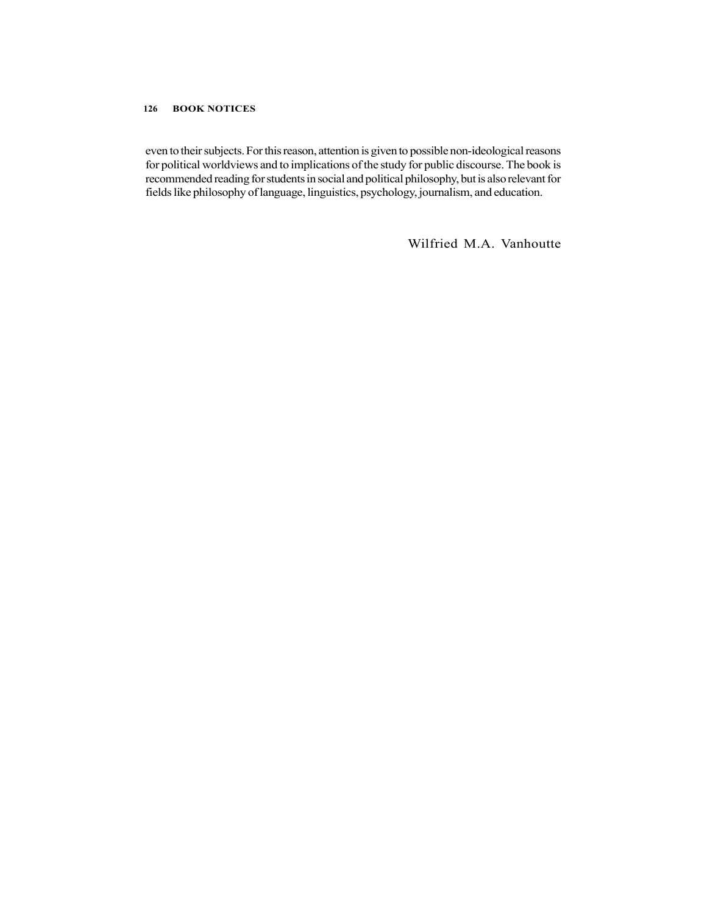even to their subjects. For this reason, attention is given to possible non-ideological reasons for political worldviews and to implications of the study for public discourse. The book is recommended reading for students in social and political philosophy, but is also relevant for fields like philosophy of language, linguistics, psychology, journalism, and education.

Wilfried M.A. Vanhoutte